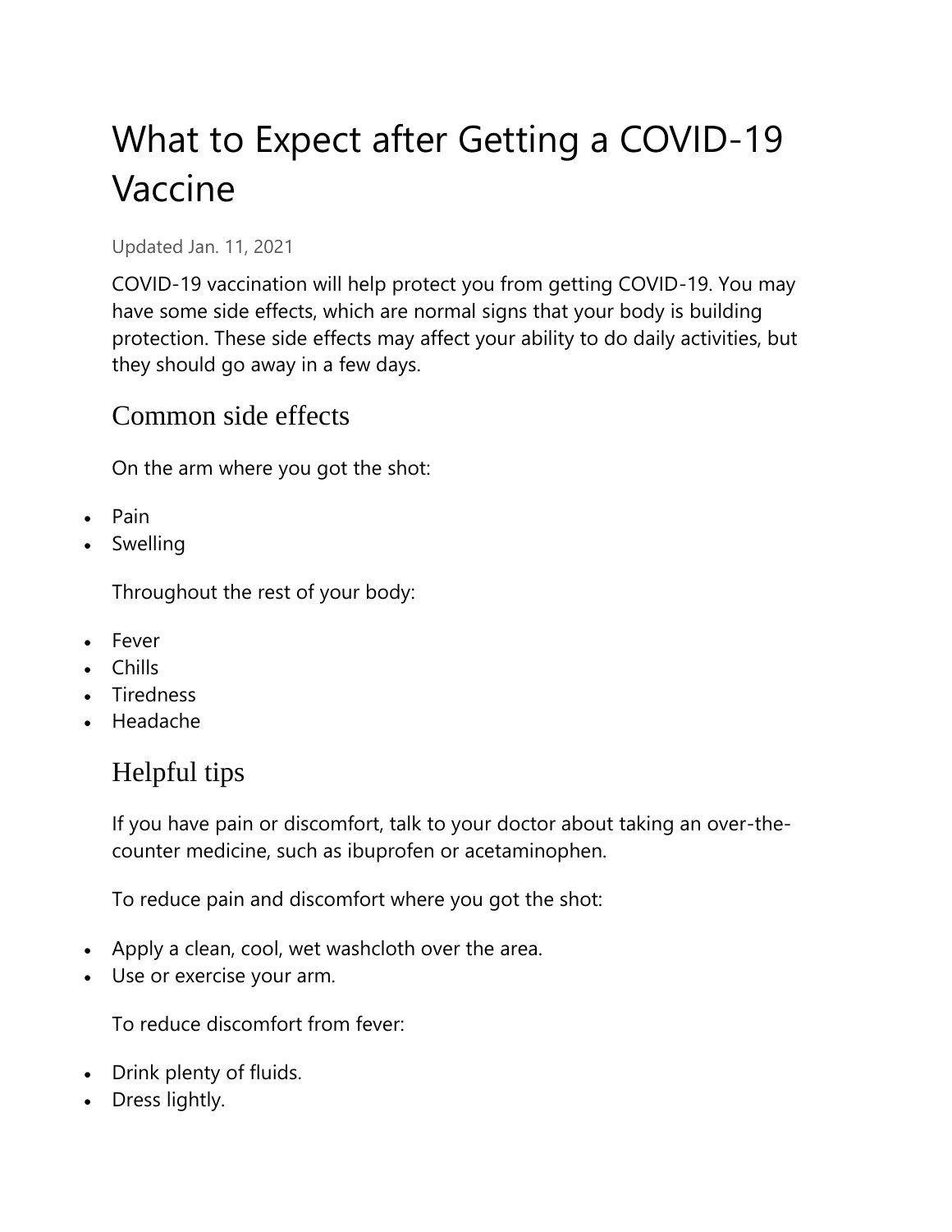# What to Expect after Getting a COVID-19 Vaccine

Updated Jan. 11, 2021

COVID-19 vaccination will help protect you from getting COVID-19. You may have some side effects, which are normal signs that your body is building protection. These side effects may affect your ability to do daily activities, but they should go away in a few days.

## Common side effects

On the arm where you got the shot:

- Pain
- Swelling

Throughout the rest of your body:

- Fever
- Chills
- Tiredness
- Headache

## Helpful tips

If you have pain or discomfort, talk to your doctor about taking an over-the-counter medicine, such as ibuprofen or acetaminophen.

To reduce pain and discomfort where you got the shot:

- Apply a clean, cool, wet washcloth over the area.
- Use or exercise your arm.

To reduce discomfort from fever:

- Drink plenty of fluids.
- Dress lightly.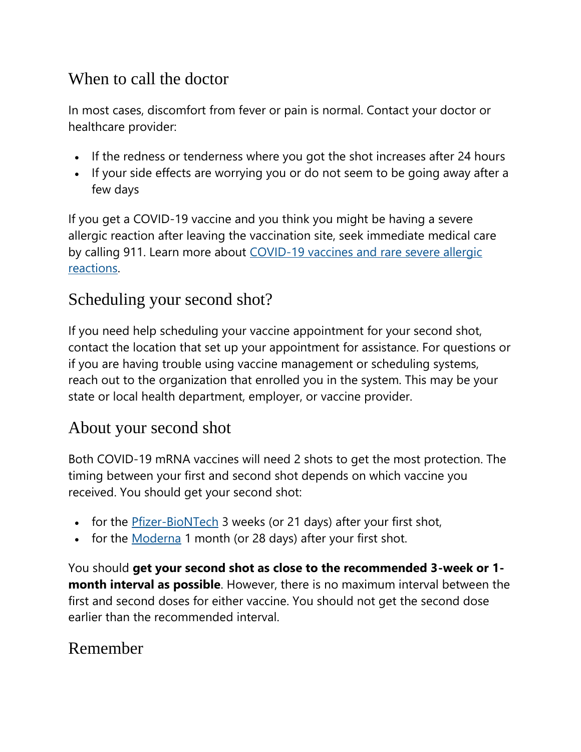## When to call the doctor

In most cases, discomfort from fever or pain is normal. Contact your doctor or healthcare provider:

- If the redness or tenderness where you got the shot increases after 24 hours
- If your side effects are worrying you or do not seem to be going away after a few days

If you get a COVID-19 vaccine and you think you might be having a severe allergic reaction after leaving the vaccination site, seek immediate medical care by calling 911. Learn more about [COVID-19 vaccines and rare severe allergic reactions](#).

## Scheduling your second shot?

If you need help scheduling your vaccine appointment for your second shot, contact the location that set up your appointment for assistance. For questions or if you are having trouble using vaccine management or scheduling systems, reach out to the organization that enrolled you in the system. This may be your state or local health department, employer, or vaccine provider.

## About your second shot

Both COVID-19 mRNA vaccines will need 2 shots to get the most protection. The timing between your first and second shot depends on which vaccine you received. You should get your second shot:

- for the [Pfizer-BioNTech](#) 3 weeks (or 21 days) after your first shot,
- for the [Moderna](#) 1 month (or 28 days) after your first shot.

You should **get your second shot as close to the recommended 3-week or 1-month interval as possible**. However, there is no maximum interval between the first and second doses for either vaccine. You should not get the second dose earlier than the recommended interval.

## Remember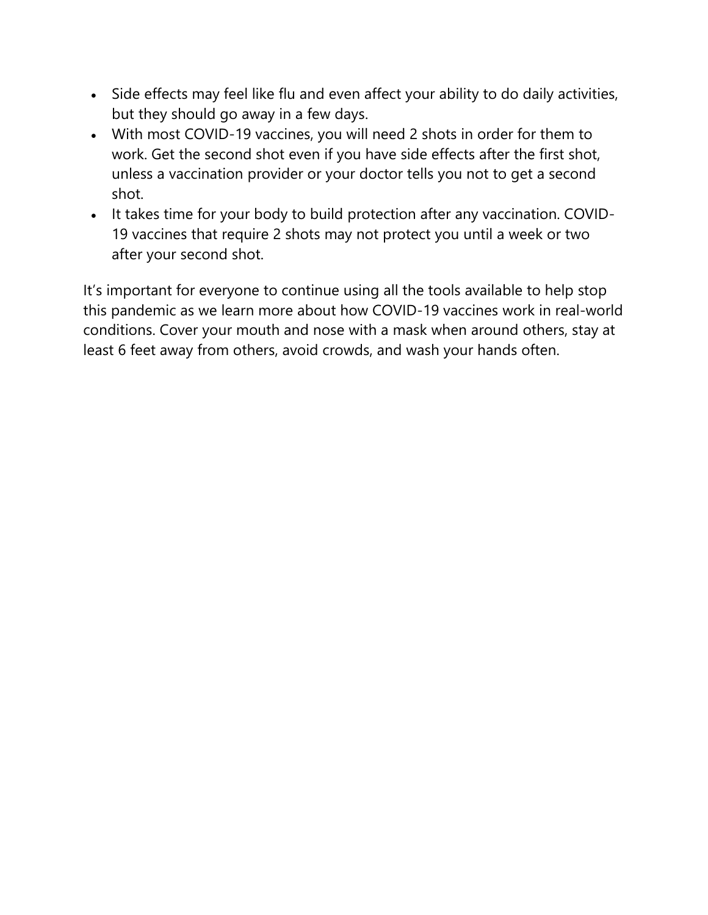- Side effects may feel like flu and even affect your ability to do daily activities, but they should go away in a few days.
- With most COVID-19 vaccines, you will need 2 shots in order for them to work. Get the second shot even if you have side effects after the first shot, unless a vaccination provider or your doctor tells you not to get a second shot.
- It takes time for your body to build protection after any vaccination. COVID-19 vaccines that require 2 shots may not protect you until a week or two after your second shot.

It's important for everyone to continue using all the tools available to help stop this pandemic as we learn more about how COVID-19 vaccines work in real-world conditions. Cover your mouth and nose with a mask when around others, stay at least 6 feet away from others, avoid crowds, and wash your hands often.